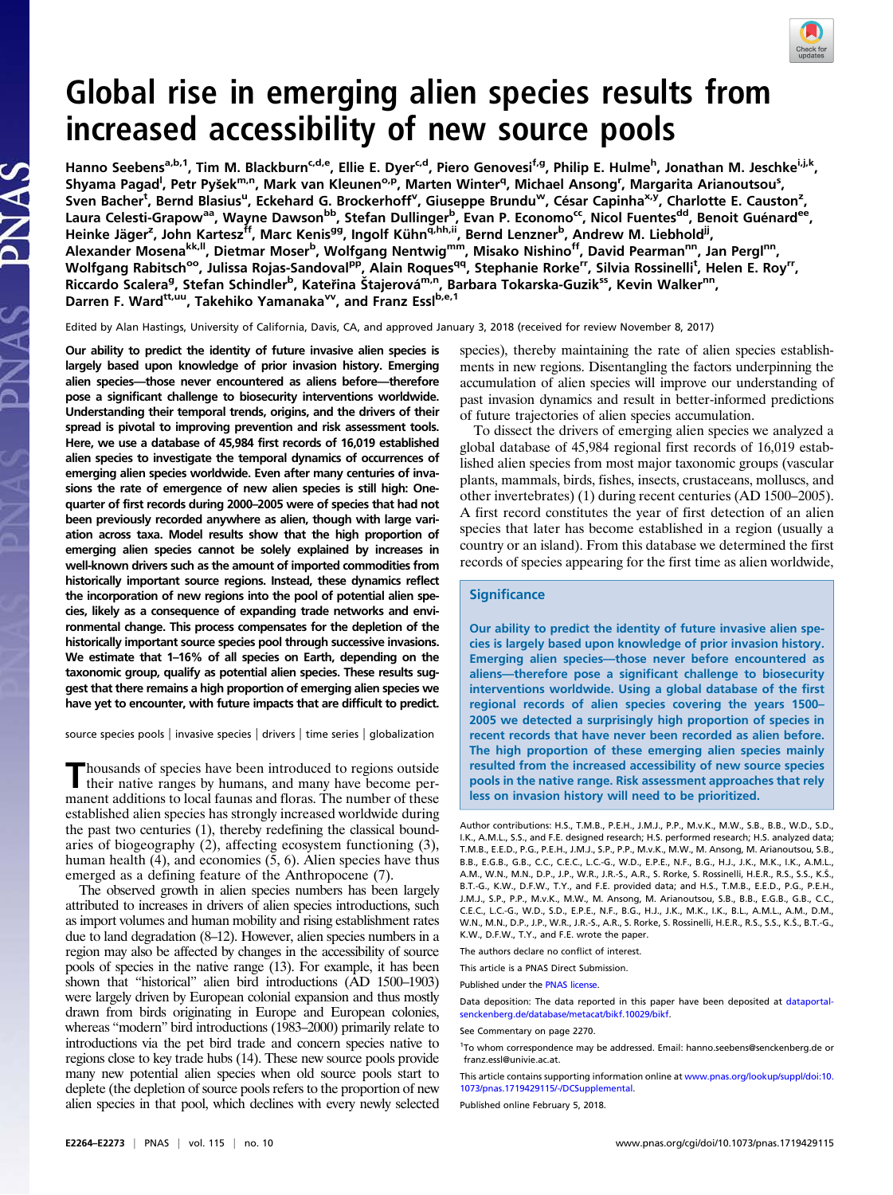# Global rise in emerging alien species results from increased accessibility of new source pools

Hanno Seebens[a,b,1], Tim M. Blackburn[c,d,e], Ellie E. Dyer[c,d], Piero Genovesi[f,g], Philip E. Hulme[h], Jonathan M. Jeschke[i,j,k], Shyama Pagad[l], Petr Pyšek[m,n], Mark van Kleunen[o,p], Marten Winter[q], Michael Ansong[r], Margarita Arianoutsou[s], Sven Bacher[t], Bernd Blasius[u], Eckehard G. Brockerhoff[v], Giuseppe Brundu[w], César Capinha[x,y], Charlotte E. Causton[z], Laura Celesti-Grapow[aa], Wayne Dawson[bb], Stefan Dullinger[b], Evan P. Economo[cc], Nicol Fuentes[dd], Benoit Guénard[ee], Heinke Jäger[z], John Kartesz[ff], Marc Kenis[gg], Ingolf Kühn[q,hh,ii], Bernd Lenzner[b], Andrew M. Liebhold[jj], Alexander Mosena[kk,ll], Dietmar Moser[b], Wolfgang Nentwig[mm], Misako Nishino[ff], David Pearman[nn], Jan Pergl[nn], Wolfgang Rabitsch[oo], Julissa Rojas-Sandoval[pp], Alain Roques[qq], Stephanie Rorke[rr], Silvia Rossinelli[t], Helen E. Roy[rr], Riccardo Scalera[g], Stefan Schindler[b], Kateřina Štajerová[m,n], Barbara Tokarska-Guzik[ss], Kevin Walker[nn], Darren F. Ward[tt,uu], Takehiko Yamanaka[vv], and Franz Essl[b,e,1]

Edited by Alan Hastings, University of California, Davis, CA, and approved January 3, 2018 (received for review November 8, 2017)

**Our ability to predict the identity of future invasive alien species is largely based upon knowledge of prior invasion history. Emerging alien species—those never encountered as aliens before—therefore pose a significant challenge to biosecurity interventions worldwide. Understanding their temporal trends, origins, and the drivers of their spread is pivotal to improving prevention and risk assessment tools. Here, we use a database of 45,984 first records of 16,019 established alien species to investigate the temporal dynamics of occurrences of emerging alien species worldwide. Even after many centuries of invasions the rate of emergence of new alien species is still high: One-quarter of first records during 2000–2005 were of species that had not been previously recorded anywhere as alien, though with large variation across taxa. Model results show that the high proportion of emerging alien species cannot be solely explained by increases in well-known drivers such as the amount of imported commodities from historically important source regions. Instead, these dynamics reflect the incorporation of new regions into the pool of potential alien species, likely as a consequence of expanding trade networks and environmental change. This process compensates for the depletion of the historically important source species pool through successive invasions. We estimate that 1–16% of all species on Earth, depending on the taxonomic group, qualify as potential alien species. These results suggest that there remains a high proportion of emerging alien species we have yet to encounter, with future impacts that are difficult to predict.**

source species pools | invasive species | drivers | time series | globalization

Thousands of species have been introduced to regions outside their native ranges by humans, and many have become permanent additions to local faunas and floras. The number of these established alien species has strongly increased worldwide during the past two centuries (1), thereby redefining the classical boundaries of biogeography (2), affecting ecosystem functioning (3), human health (4), and economies (5, 6). Alien species have thus emerged as a defining feature of the Anthropocene (7).

The observed growth in alien species numbers has been largely attributed to increases in drivers of alien species introductions, such as import volumes and human mobility and rising establishment rates due to land degradation (8–12). However, alien species numbers in a region may also be affected by changes in the accessibility of source pools of species in the native range (13). For example, it has been shown that "historical" alien bird introductions (AD 1500–1903) were largely driven by European colonial expansion and thus mostly drawn from birds originating in Europe and European colonies, whereas "modern" bird introductions (1983–2000) primarily relate to introductions via the pet bird trade and concern species native to regions close to key trade hubs (14). These new source pools provide many new potential alien species when old source pools start to deplete (the depletion of source pools refers to the proportion of new alien species in that pool, which declines with every newly selected species), thereby maintaining the rate of alien species establishments in new regions. Disentangling the factors underpinning the accumulation of alien species will improve our understanding of past invasion dynamics and result in better-informed predictions of future trajectories of alien species accumulation.

To dissect the drivers of emerging alien species we analyzed a global database of 45,984 regional first records of 16,019 established alien species from most major taxonomic groups (vascular plants, mammals, birds, fishes, insects, crustaceans, molluscs, and other invertebrates) (1) during recent centuries (AD 1500–2005). A first record constitutes the year of first detection of an alien species that later has become established in a region (usually a country or an island). From this database we determined the first records of species appearing for the first time as alien worldwide,

## Significance

Our ability to predict the identity of future invasive alien species is largely based upon knowledge of prior invasion history. Emerging alien species—those never before encountered as aliens—therefore pose a significant challenge to biosecurity interventions worldwide. Using a global database of the first regional records of alien species covering the years 1500–2005 we detected a surprisingly high proportion of species in recent records that have never been recorded as alien before. The high proportion of these emerging alien species mainly resulted from the increased accessibility of new source species pools in the native range. Risk assessment approaches that rely less on invasion history will need to be prioritized.

Author contributions: H.S., T.M.B., P.E.H., J.M.J., P.P., M.v.K., M.W., S.B., B.B., W.D., S.D., I.K., A.M.L., S.S., and F.E. designed research; H.S. performed research; H.S. analyzed data; T.M.B., E.E.D., P.G., P.E.H., J.M.J., S.P., P.P., M.v.K., M.W., M. Ansong, M. Arianoutsou, S.B., B.B., E.G.B., G.B., C.C., C.E.C., L.C.-G., W.D., E.P.E., N.F., B.G., H.J., J.K., M.K., I.K., A.M.L., A.M., W.N., M.N., D.P., J.P., W.R., J.R.-S., A.R., S. Rorke, S. Rossinelli, H.E.R., R.S., S.S., K.Š., B.T.-G., K.W., D.F.W., T.Y., and F.E. provided data; and H.S., T.M.B., E.E.D., P.G., P.E.H., J.M.J., S.P., P.P., M.v.K., M.W., M. Ansong, M. Arianoutsou, S.B., B.B., E.G.B., G.B., C.C., C.E.C., L.C.-G., W.D., S.D., E.P.E., N.F., B.G., H.J., J.K., M.K., I.K., B.L., A.M.L., A.M., D.M., W.N., M.N., D.P., J.P., W.R., J.R.-S., A.R., S. Rorke, S. Rossinelli, H.E.R., R.S., S.S., K.Š., B.T.-G., K.W., D.F.W., T.Y., and F.E. wrote the paper.

The authors declare no conflict of interest.

This article is a PNAS Direct Submission.

Published under the PNAS license.

Data deposition: The data reported in this paper have been deposited at dataportal-senckenberg.de/database/metacat/bikf.10029/bikf.

See Commentary on page 2270.

[1]To whom correspondence may be addressed. Email: hanno.seebens@senckenberg.de or franz.essl@univie.ac.at.

This article contains supporting information online at www.pnas.org/lookup/suppl/doi:10.1073/pnas.1719429115/-/DCSupplemental.

Published online February 5, 2018.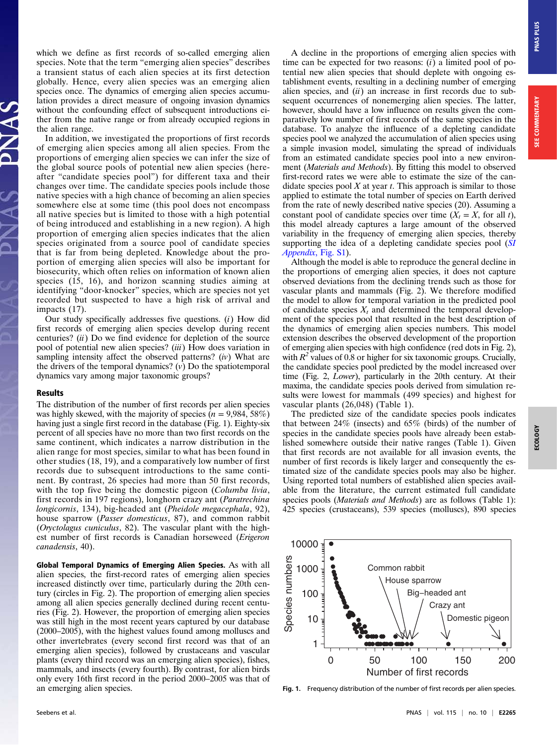which we define as first records of so-called emerging alien species. Note that the term "emerging alien species" describes a transient status of each alien species at its first detection globally. Hence, every alien species was an emerging alien species once. The dynamics of emerging alien species accumulation provides a direct measure of ongoing invasion dynamics without the confounding effect of subsequent introductions either from the native range or from already occupied regions in the alien range.

In addition, we investigated the proportions of first records of emerging alien species among all alien species. From the proportions of emerging alien species we can infer the size of the global source pools of potential new alien species (hereafter "candidate species pool") for different taxa and their changes over time. The candidate species pools include those native species with a high chance of becoming an alien species somewhere else at some time (this pool does not encompass all native species but is limited to those with a high potential of being introduced and establishing in a new region). A high proportion of emerging alien species indicates that the alien species originated from a source pool of candidate species that is far from being depleted. Knowledge about the proportion of emerging alien species will also be important for biosecurity, which often relies on information of known alien species (15, 16), and horizon scanning studies aiming at identifying "door-knocker" species, which are species not yet recorded but suspected to have a high risk of arrival and impacts (17).

Our study specifically addresses five questions. (*i*) How did first records of emerging alien species develop during recent centuries? (*ii*) Do we find evidence for depletion of the source pool of potential new alien species? (*iii*) How does variation in sampling intensity affect the observed patterns? (*iv*) What are the drivers of the temporal dynamics? (*v*) Do the spatiotemporal dynamics vary among major taxonomic groups?

## Results

The distribution of the number of first records per alien species was highly skewed, with the majority of species ($n$ = 9,984, 58%) having just a single first record in the database (Fig. 1). Eighty-six percent of all species have no more than two first records on the same continent, which indicates a narrow distribution in the alien range for most species, similar to what has been found in other studies (18, 19), and a comparatively low number of first records due to subsequent introductions to the same continent. By contrast, 26 species had more than 50 first records, with the top five being the domestic pigeon (*Columba livia*, first records in 197 regions), longhorn crazy ant (*Paratrechina longicornis*, 134), big-headed ant (*Pheidole megacephala*, 92), house sparrow (*Passer domesticus*, 87), and common rabbit (*Oryctolagus cuniculus*, 82). The vascular plant with the highest number of first records is Canadian horseweed (*Erigeron canadensis*, 40).

**Global Temporal Dynamics of Emerging Alien Species.** As with all alien species, the first-record rates of emerging alien species increased distinctly over time, particularly during the 20th century (circles in Fig. 2). The proportion of emerging alien species among all alien species generally declined during recent centuries (Fig. 2). However, the proportion of emerging alien species was still high in the most recent years captured by our database (2000–2005), with the highest values found among molluscs and other invertebrates (every second first record was that of an emerging alien species), followed by crustaceans and vascular plants (every third record was an emerging alien species), fishes, mammals, and insects (every fourth). By contrast, for alien birds only every 16th first record in the period 2000–2005 was that of an emerging alien species.

A decline in the proportions of emerging alien species with time can be expected for two reasons: (*i*) a limited pool of potential new alien species that should deplete with ongoing establishment events, resulting in a declining number of emerging alien species, and (*ii*) an increase in first records due to subsequent occurrences of nonemerging alien species. The latter, however, should have a low influence on results given the comparatively low number of first records of the same species in the database. To analyze the influence of a depleting candidate species pool we analyzed the accumulation of alien species using a simple invasion model, simulating the spread of individuals from an estimated candidate species pool into a new environment (*Materials and Methods*). By fitting this model to observed first-record rates we were able to estimate the size of the candidate species pool $X$ at year $t$. This approach is similar to those applied to estimate the total number of species on Earth derived from the rate of newly described native species (20). Assuming a constant pool of candidate species over time ($X_t = X$, for all $t$), this model already captures a large amount of the observed variability in the frequency of emerging alien species, thereby supporting the idea of a depleting candidate species pool (*SI Appendix*, Fig. S1).

Although the model is able to reproduce the general decline in the proportions of emerging alien species, it does not capture observed deviations from the declining trends such as those for vascular plants and mammals (Fig. 2). We therefore modified the model to allow for temporal variation in the predicted pool of candidate species $X_t$ and determined the temporal development of the species pool that resulted in the best description of the dynamics of emerging alien species numbers. This model extension describes the observed development of the proportion of emerging alien species with high confidence (red dots in Fig. 2), with $R^2$ values of 0.8 or higher for six taxonomic groups. Crucially, the candidate species pool predicted by the model increased over time (Fig. 2, *Lower*), particularly in the 20th century. At their maxima, the candidate species pools derived from simulation results were lowest for mammals (499 species) and highest for vascular plants (26,048) (Table 1).

The predicted size of the candidate species pools indicates that between 24% (insects) and 65% (birds) of the number of species in the candidate species pools have already been established somewhere outside their native ranges (Table 1). Given that first records are not available for all invasion events, the number of first records is likely larger and consequently the estimated size of the candidate species pools may also be higher. Using reported total numbers of established alien species available from the literature, the current estimated full candidate species pools (*Materials and Methods*) are as follows (Table 1): 425 species (crustaceans), 539 species (molluscs), 890 species

**Fig. 1.** Frequency distribution of the number of first records per alien species.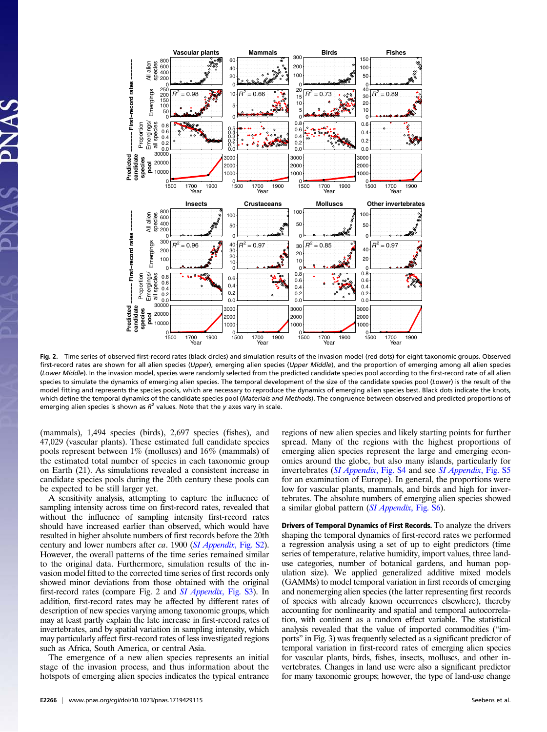**Fig. 2.** Time series of observed first-record rates (black circles) and simulation results of the invasion model (red dots) for eight taxonomic groups. Observed first-record rates are shown for all alien species (*Upper*), emerging alien species (*Upper Middle*), and the proportion of emerging among all alien species (*Lower Middle*). In the invasion model, species were randomly selected from the predicted candidate species pool according to the first-record rate of all alien species to simulate the dynamics of emerging alien species. The temporal development of the size of the candidate species pool (*Lower*) is the result of the model fitting and represents the species pools, which are necessary to reproduce the dynamics of emerging alien species best. Black dots indicate the knots, which define the temporal dynamics of the candidate species pool (*Materials and Methods*). The congruence between observed and predicted proportions of emerging alien species is shown as $R^2$ values. Note that the *y* axes vary in scale.

(mammals), 1,494 species (birds), 2,697 species (fishes), and 47,029 (vascular plants). These estimated full candidate species pools represent between 1% (molluscs) and 16% (mammals) of the estimated total number of species in each taxonomic group on Earth (21). As simulations revealed a consistent increase in candidate species pools during the 20th century these pools can be expected to be still larger yet.

A sensitivity analysis, attempting to capture the influence of sampling intensity across time on first-record rates, revealed that without the influence of sampling intensity first-record rates should have increased earlier than observed, which would have resulted in higher absolute numbers of first records before the 20th century and lower numbers after *ca.* 1900 (*SI Appendix*, Fig. S2). However, the overall patterns of the time series remained similar to the original data. Furthermore, simulation results of the invasion model fitted to the corrected time series of first records only showed minor deviations from those obtained with the original first-record rates (compare Fig. 2 and *SI Appendix*, Fig. S3). In addition, first-record rates may be affected by different rates of description of new species varying among taxonomic groups, which may at least partly explain the late increase in first-record rates of invertebrates, and by spatial variation in sampling intensity, which may particularly affect first-record rates of less investigated regions such as Africa, South America, or central Asia.

The emergence of a new alien species represents an initial stage of the invasion process, and thus information about the hotspots of emerging alien species indicates the typical entrance regions of new alien species and likely starting points for further spread. Many of the regions with the highest proportions of emerging alien species represent the large and emerging economies around the globe, but also many islands, particularly for invertebrates (*SI Appendix*, Fig. S4 and see *SI Appendix*, Fig. S5 for an examination of Europe). In general, the proportions were low for vascular plants, mammals, and birds and high for invertebrates. The absolute numbers of emerging alien species showed a similar global pattern (*SI Appendix*, Fig. S6).

**Drivers of Temporal Dynamics of First Records.** To analyze the drivers shaping the temporal dynamics of first-record rates we performed a regression analysis using a set of up to eight predictors (time series of temperature, relative humidity, import values, three land-use categories, number of botanical gardens, and human population size). We applied generalized additive mixed models (GAMMs) to model temporal variation in first records of emerging and nonemerging alien species (the latter representing first records of species with already known occurrences elsewhere), thereby accounting for nonlinearity and spatial and temporal autocorrelation, with continent as a random effect variable. The statistical analysis revealed that the value of imported commodities ("imports" in Fig. 3) was frequently selected as a significant predictor of temporal variation in first-record rates of emerging alien species for vascular plants, birds, fishes, insects, molluscs, and other invertebrates. Changes in land use were also a significant predictor for many taxonomic groups; however, the type of land-use change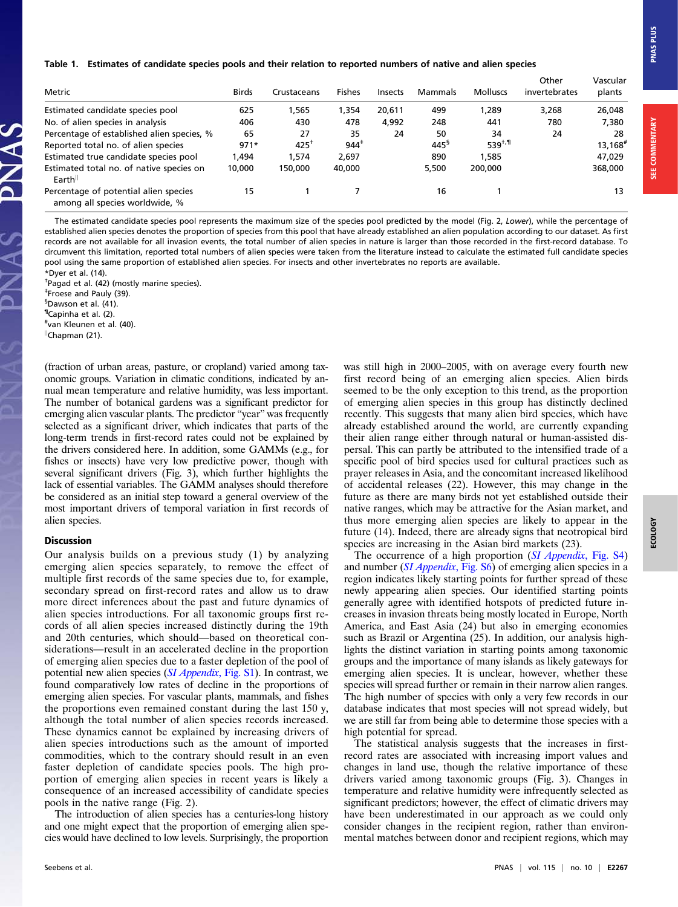**Table 1. Estimates of candidate species pools and their relation to reported numbers of native and alien species**

| Metric | Birds | Crustaceans | Fishes | Insects | Mammals | Molluscs | Other invertebrates | Vascular plants |
|---|---|---|---|---|---|---|---|---|
| Estimated candidate species pool | 625 | 1,565 | 1,354 | 20,611 | 499 | 1,289 | 3,268 | 26,048 |
| No. of alien species in analysis | 406 | 430 | 478 | 4,992 | 248 | 441 | 780 | 7,380 |
| Percentage of established alien species, % | 65 | 27 | 35 | 24 | 50 | 34 | 24 | 28 |
| Reported total no. of alien species | 971* | 425[†] | 944[‡] | | 445[§] | 539[†,¶] | | 13,168[#] |
| Estimated true candidate species pool | 1,494 | 1,574 | 2,697 | | 890 | 1,585 | | 47,029 |
| Estimated total no. of native species on Earth[‖] | 10,000 | 150,000 | 40,000 | | 5,500 | 200,000 | | 368,000 |
| Percentage of potential alien species among all species worldwide, % | 15 | 1 | 7 | | 16 | 1 | | 13 |

The estimated candidate species pool represents the maximum size of the species pool predicted by the model (Fig. 2, *Lower*), while the percentage of established alien species denotes the proportion of species from this pool that have already established an alien population according to our dataset. As first records are not available for all invasion events, the total number of alien species in nature is larger than those recorded in the first-record database. To circumvent this limitation, reported total numbers of alien species were taken from the literature instead to calculate the estimated full candidate species pool using the same proportion of established alien species. For insects and other invertebrates no reports are available.

*Dyer et al. (14).

[†]Pagad et al. (42) (mostly marine species).

[‡]Froese and Pauly (39).

[§]Dawson et al. (41).

[¶]Capinha et al. (2).

[#]van Kleunen et al. (40).

[‖]Chapman (21).

(fraction of urban areas, pasture, or cropland) varied among taxonomic groups. Variation in climatic conditions, indicated by annual mean temperature and relative humidity, was less important. The number of botanical gardens was a significant predictor for emerging alien vascular plants. The predictor "year" was frequently selected as a significant driver, which indicates that parts of the long-term trends in first-record rates could not be explained by the drivers considered here. In addition, some GAMMs (e.g., for fishes or insects) have very low predictive power, though with several significant drivers (Fig. 3), which further highlights the lack of essential variables. The GAMM analyses should therefore be considered as an initial step toward a general overview of the most important drivers of temporal variation in first records of alien species.

## Discussion

Our analysis builds on a previous study (1) by analyzing emerging alien species separately, to remove the effect of multiple first records of the same species due to, for example, secondary spread on first-record rates and allow us to draw more direct inferences about the past and future dynamics of alien species introductions. For all taxonomic groups first records of all alien species increased distinctly during the 19th and 20th centuries, which should—based on theoretical considerations—result in an accelerated decline in the proportion of emerging alien species due to a faster depletion of the pool of potential new alien species (*SI Appendix*, Fig. S1). In contrast, we found comparatively low rates of decline in the proportions of emerging alien species. For vascular plants, mammals, and fishes the proportions even remained constant during the last 150 y, although the total number of alien species records increased. These dynamics cannot be explained by increasing drivers of alien species introductions such as the amount of imported commodities, which to the contrary should result in an even faster depletion of candidate species pools. The high proportion of emerging alien species in recent years is likely a consequence of an increased accessibility of candidate species pools in the native range (Fig. 2).

The introduction of alien species has a centuries-long history and one might expect that the proportion of emerging alien species would have declined to low levels. Surprisingly, the proportion was still high in 2000–2005, with on average every fourth new first record being of an emerging alien species. Alien birds seemed to be the only exception to this trend, as the proportion of emerging alien species in this group has distinctly declined recently. This suggests that many alien bird species, which have already established around the world, are currently expanding their alien range either through natural or human-assisted dispersal. This can partly be attributed to the intensified trade of a specific pool of bird species used for cultural practices such as prayer releases in Asia, and the concomitant increased likelihood of accidental releases (22). However, this may change in the future as there are many birds not yet established outside their native ranges, which may be attractive for the Asian market, and thus more emerging alien species are likely to appear in the future (14). Indeed, there are already signs that neotropical bird species are increasing in the Asian bird markets (23).

The occurrence of a high proportion (*SI Appendix*, Fig. S4) and number (*SI Appendix*, Fig. S6) of emerging alien species in a region indicates likely starting points for further spread of these newly appearing alien species. Our identified starting points generally agree with identified hotspots of predicted future increases in invasion threats being mostly located in Europe, North America, and East Asia (24) but also in emerging economies such as Brazil or Argentina (25). In addition, our analysis highlights the distinct variation in starting points among taxonomic groups and the importance of many islands as likely gateways for emerging alien species. It is unclear, however, whether these species will spread further or remain in their narrow alien ranges. The high number of species with only a very few records in our database indicates that most species will not spread widely, but we are still far from being able to determine those species with a high potential for spread.

The statistical analysis suggests that the increases in first-record rates are associated with increasing import values and changes in land use, though the relative importance of these drivers varied among taxonomic groups (Fig. 3). Changes in temperature and relative humidity were infrequently selected as significant predictors; however, the effect of climatic drivers may have been underestimated in our approach as we could only consider changes in the recipient region, rather than environmental matches between donor and recipient regions, which may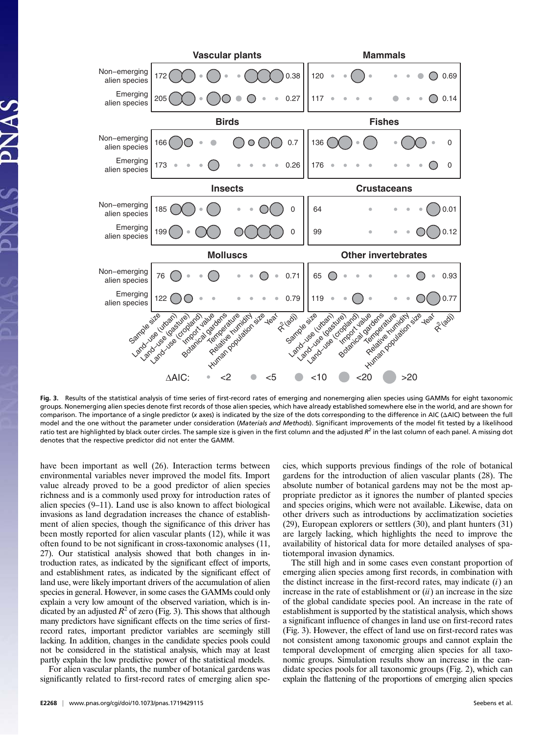Fig. 3. Results of the statistical analysis of time series of first-record rates of emerging and nonemerging alien species using GAMMs for eight taxonomic groups. Nonemerging alien species denote first records of those alien species, which have already established somewhere else in the world, and are shown for comparison. The importance of a single predictor (x axes) is indicated by the size of the dots corresponding to the difference in AIC (ΔAIC) between the full model and the one without the parameter under consideration (*Materials and Methods*). Significant improvements of the model fit tested by a likelihood ratio test are highlighted by black outer circles. The sample size is given in the first column and the adjusted $R^2$ in the last column of each panel. A missing dot denotes that the respective predictor did not enter the GAMM.

have been important as well (26). Interaction terms between environmental variables never improved the model fits. Import value already proved to be a good predictor of alien species richness and is a commonly used proxy for introduction rates of alien species (9–11). Land use is also known to affect biological invasions as land degradation increases the chance of establishment of alien species, though the significance of this driver has been mostly reported for alien vascular plants (12), while it was often found to be not significant in cross-taxonomic analyses (11, 27). Our statistical analysis showed that both changes in introduction rates, as indicated by the significant effect of imports, and establishment rates, as indicated by the significant effect of land use, were likely important drivers of the accumulation of alien species in general. However, in some cases the GAMMs could only explain a very low amount of the observed variation, which is indicated by an adjusted $R^2$ of zero (Fig. 3). This shows that although many predictors have significant effects on the time series of first-record rates, important predictor variables are seemingly still lacking. In addition, changes in the candidate species pools could not be considered in the statistical analysis, which may at least partly explain the low predictive power of the statistical models.

For alien vascular plants, the number of botanical gardens was significantly related to first-record rates of emerging alien species, which supports previous findings of the role of botanical gardens for the introduction of alien vascular plants (28). The absolute number of botanical gardens may not be the most appropriate predictor as it ignores the number of planted species and species origins, which were not available. Likewise, data on other drivers such as introductions by acclimatization societies (29), European explorers or settlers (30), and plant hunters (31) are largely lacking, which highlights the need to improve the availability of historical data for more detailed analyses of spatiotemporal invasion dynamics.

The still high and in some cases even constant proportion of emerging alien species among first records, in combination with the distinct increase in the first-record rates, may indicate (*i*) an increase in the rate of establishment or (*ii*) an increase in the size of the global candidate species pool. An increase in the rate of establishment is supported by the statistical analysis, which shows a significant influence of changes in land use on first-record rates (Fig. 3). However, the effect of land use on first-record rates was not consistent among taxonomic groups and cannot explain the temporal development of emerging alien species for all taxonomic groups. Simulation results show an increase in the candidate species pools for all taxonomic groups (Fig. 2), which can explain the flattening of the proportions of emerging alien species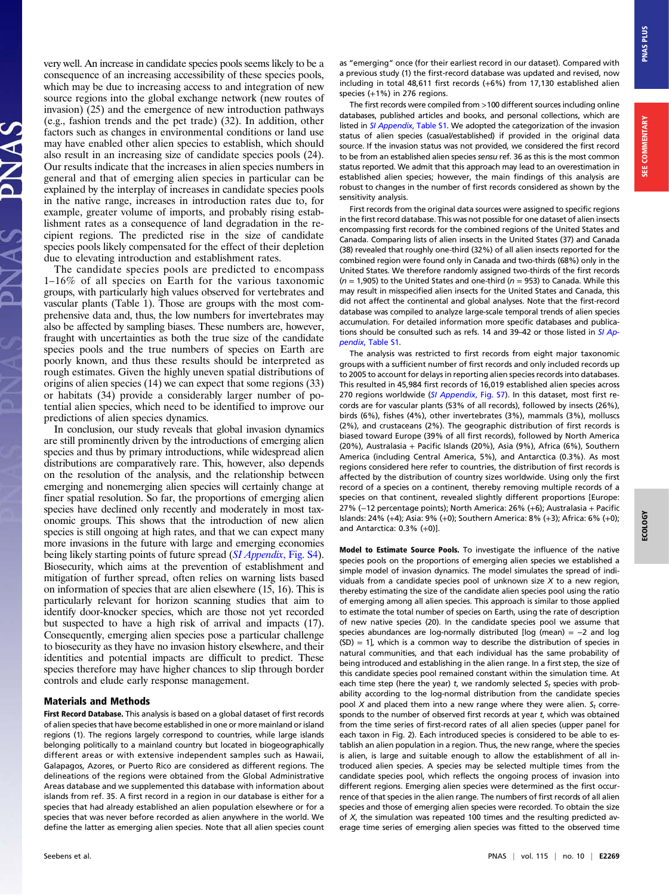very well. An increase in candidate species pools seems likely to be a consequence of an increasing accessibility of these species pools, which may be due to increasing access to and integration of new source regions into the global exchange network (new routes of invasion) (25) and the emergence of new introduction pathways (e.g., fashion trends and the pet trade) (32). In addition, other factors such as changes in environmental conditions or land use may have enabled other alien species to establish, which should also result in an increasing size of candidate species pools (24). Our results indicate that the increases in alien species numbers in general and that of emerging alien species in particular can be explained by the interplay of increases in candidate species pools in the native range, increases in introduction rates due to, for example, greater volume of imports, and probably rising establishment rates as a consequence of land degradation in the recipient regions. The predicted rise in the size of candidate species pools likely compensated for the effect of their depletion due to elevating introduction and establishment rates.

The candidate species pools are predicted to encompass 1–16% of all species on Earth for the various taxonomic groups, with particularly high values observed for vertebrates and vascular plants (Table 1). Those are groups with the most comprehensive data and, thus, the low numbers for invertebrates may also be affected by sampling biases. These numbers are, however, fraught with uncertainties as both the true size of the candidate species pools and the true numbers of species on Earth are poorly known, and thus these results should be interpreted as rough estimates. Given the highly uneven spatial distributions of origins of alien species (14) we can expect that some regions (33) or habitats (34) provide a considerably larger number of potential alien species, which need to be identified to improve our predictions of alien species dynamics.

In conclusion, our study reveals that global invasion dynamics are still prominently driven by the introductions of emerging alien species and thus by primary introductions, while widespread alien distributions are comparatively rare. This, however, also depends on the resolution of the analysis, and the relationship between emerging and nonemerging alien species will certainly change at finer spatial resolution. So far, the proportions of emerging alien species have declined only recently and moderately in most taxonomic groups. This shows that the introduction of new alien species is still ongoing at high rates, and that we can expect many more invasions in the future with large and emerging economies being likely starting points of future spread (*SI Appendix*, Fig. S4). Biosecurity, which aims at the prevention of establishment and mitigation of further spread, often relies on warning lists based on information of species that are alien elsewhere (15, 16). This is particularly relevant for horizon scanning studies that aim to identify door-knocker species, which are those not yet recorded but suspected to have a high risk of arrival and impacts (17). Consequently, emerging alien species pose a particular challenge to biosecurity as they have no invasion history elsewhere, and their identities and potential impacts are difficult to predict. These species therefore may have higher chances to slip through border controls and elude early response management.

## Materials and Methods

**First Record Database.** This analysis is based on a global dataset of first records of alien species that have become established in one or more mainland or island regions (1). The regions largely correspond to countries, while large islands belonging politically to a mainland country but located in biogeographically different areas or with extensive independent samples such as Hawaii, Galapagos, Azores, or Puerto Rico are considered as different regions. The delineations of the regions were obtained from the Global Administrative Areas database and we supplemented this database with information about islands from ref. 35. A first record in a region in our database is either for a species that had already established an alien population elsewhere or for a species that was never before recorded as alien anywhere in the world. We define the latter as emerging alien species. Note that all alien species count as "emerging" once (for their earliest record in our dataset). Compared with a previous study (1) the first-record database was updated and revised, now including in total 48,611 first records (+6%) from 17,130 established alien species (+1%) in 276 regions.

The first records were compiled from >100 different sources including online databases, published articles and books, and personal collections, which are listed in *SI Appendix*, Table S1. We adopted the categorization of the invasion status of alien species (casual/established) if provided in the original data source. If the invasion status was not provided, we considered the first record to be from an established alien species *sensu* ref. 36 as this is the most common status reported. We admit that this approach may lead to an overestimation in established alien species; however, the main findings of this analysis are robust to changes in the number of first records considered as shown by the sensitivity analysis.

First records from the original data sources were assigned to specific regions in the first record database. This was not possible for one dataset of alien insects encompassing first records for the combined regions of the United States and Canada. Comparing lists of alien insects in the United States (37) and Canada (38) revealed that roughly one-third (32%) of all alien insects reported for the combined region were found only in Canada and two-thirds (68%) only in the United States. We therefore randomly assigned two-thirds of the first records ($n$ = 1,905) to the United States and one-third ($n$ = 953) to Canada. While this may result in misspecified alien insects for the United States and Canada, this did not affect the continental and global analyses. Note that the first-record database was compiled to analyze large-scale temporal trends of alien species accumulation. For detailed information more specific databases and publications should be consulted such as refs. 14 and 39–42 or those listed in *SI Appendix*, Table S1.

The analysis was restricted to first records from eight major taxonomic groups with a sufficient number of first records and only included records up to 2005 to account for delays in reporting alien species records into databases. This resulted in 45,984 first records of 16,019 established alien species across 270 regions worldwide (*SI Appendix*, Fig. S7). In this dataset, most first records are for vascular plants (53% of all records), followed by insects (26%), birds (6%), fishes (4%), other invertebrates (3%), mammals (3%), molluscs (2%), and crustaceans (2%). The geographic distribution of first records is biased toward Europe (39% of all first records), followed by North America (20%), Australasia + Pacific Islands (20%), Asia (9%), Africa (6%), Southern America (including Central America, 5%), and Antarctica (0.3%). As most regions considered here refer to countries, the distribution of first records is affected by the distribution of country sizes worldwide. Using only the first record of a species on a continent, thereby removing multiple records of a species on that continent, revealed slightly different proportions [Europe: 27% (−12 percentage points); North America: 26% (+6); Australasia + Pacific Islands: 24% (+4); Asia: 9% (+0); Southern America: 8% (+3); Africa: 6% (+0); and Antarctica: 0.3% (+0)].

**Model to Estimate Source Pools.** To investigate the influence of the native species pools on the proportions of emerging alien species we established a simple model of invasion dynamics. The model simulates the spread of individuals from a candidate species pool of unknown size $X$ to a new region, thereby estimating the size of the candidate alien species pool using the ratio of emerging among all alien species. This approach is similar to those applied to estimate the total number of species on Earth, using the rate of description of new native species (20). In the candidate species pool we assume that species abundances are log-normally distributed [log (mean) = −2 and log (SD) = 1], which is a common way to describe the distribution of species in natural communities, and that each individual has the same probability of being introduced and establishing in the alien range. In a first step, the size of this candidate species pool remained constant within the simulation time. At each time step (here the year) $t$, we randomly selected $S_t$ species with probability according to the log-normal distribution from the candidate species pool $X$ and placed them into a new range where they were alien. $S_t$ corresponds to the number of observed first records at year $t$, which was obtained from the time series of first-record rates of all alien species (upper panel for each taxon in Fig. 2). Each introduced species is considered to be able to establish an alien population in a region. Thus, the new range, where the species is alien, is large and suitable enough to allow the establishment of all introduced alien species. A species may be selected multiple times from the candidate species pool, which reflects the ongoing process of invasion into different regions. Emerging alien species were determined as the first occurrence of that species in the alien range. The numbers of first records of all alien species and those of emerging alien species were predicted. To obtain the size of $X$, the simulation was repeated 100 times and the resulting predicted average time series of emerging alien species was fitted to the observed time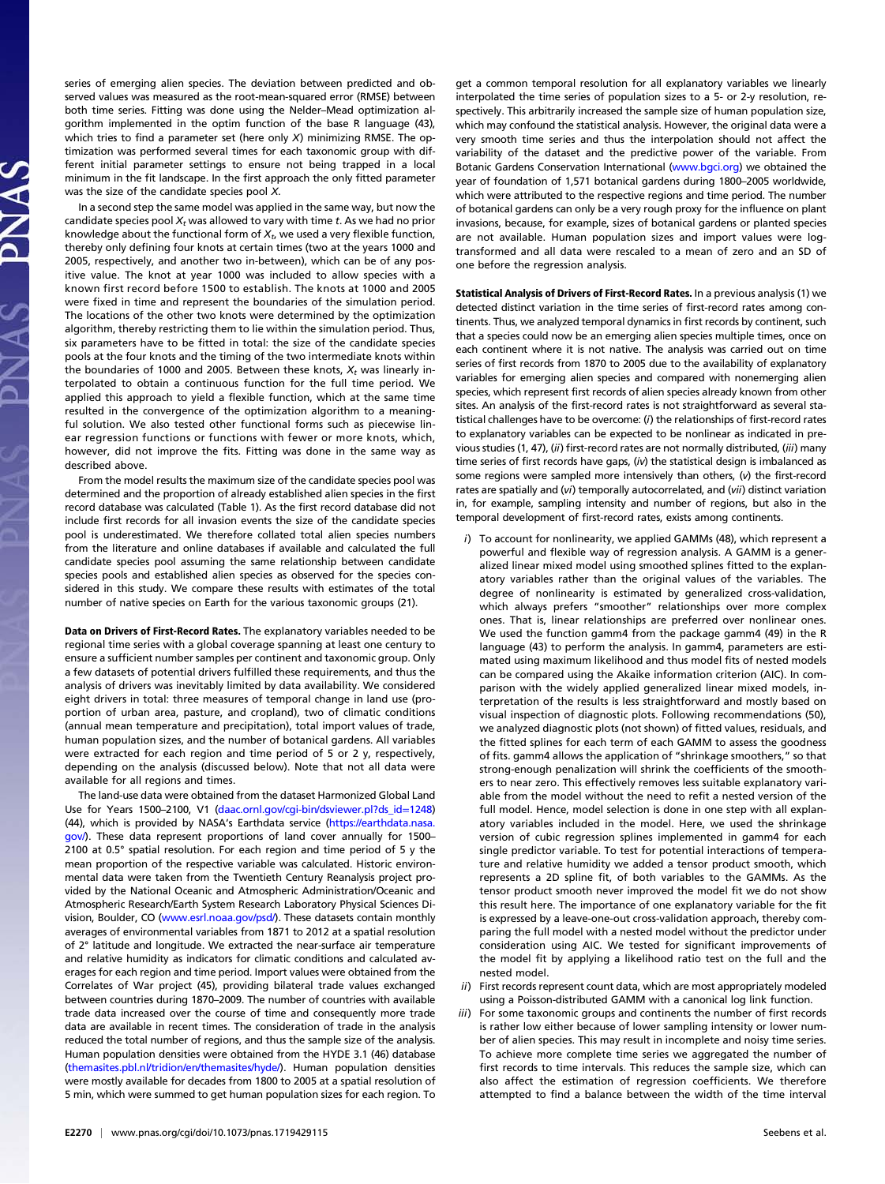series of emerging alien species. The deviation between predicted and observed values was measured as the root-mean-squared error (RMSE) between both time series. Fitting was done using the Nelder–Mead optimization algorithm implemented in the optim function of the base R language (43), which tries to find a parameter set (here only $X$) minimizing RMSE. The optimization was performed several times for each taxonomic group with different initial parameter settings to ensure not being trapped in a local minimum in the fit landscape. In the first approach the only fitted parameter was the size of the candidate species pool $X$.

In a second step the same model was applied in the same way, but now the candidate species pool $X_t$ was allowed to vary with time $t$. As we had no prior knowledge about the functional form of $X_t$, we used a very flexible function, thereby only defining four knots at certain times (two at the years 1000 and 2005, respectively, and another two in-between), which can be of any positive value. The knot at year 1000 was included to allow species with a known first record before 1500 to establish. The knots at 1000 and 2005 were fixed in time and represent the boundaries of the simulation period. The locations of the other two knots were determined by the optimization algorithm, thereby restricting them to lie within the simulation period. Thus, six parameters have to be fitted in total: the size of the candidate species pools at the four knots and the timing of the two intermediate knots within the boundaries of 1000 and 2005. Between these knots, $X_t$ was linearly interpolated to obtain a continuous function for the full time period. We applied this approach to yield a flexible function, which at the same time resulted in the convergence of the optimization algorithm to a meaningful solution. We also tested other functional forms such as piecewise linear regression functions or functions with fewer or more knots, which, however, did not improve the fits. Fitting was done in the same way as described above.

From the model results the maximum size of the candidate species pool was determined and the proportion of already established alien species in the first record database was calculated (Table 1). As the first record database did not include first records for all invasion events the size of the candidate species pool is underestimated. We therefore collated total alien species numbers from the literature and online databases if available and calculated the full candidate species pool assuming the same relationship between candidate species pools and established alien species as observed for the species considered in this study. We compare these results with estimates of the total number of native species on Earth for the various taxonomic groups (21).

**Data on Drivers of First-Record Rates.** The explanatory variables needed to be regional time series with a global coverage spanning at least one century to ensure a sufficient number samples per continent and taxonomic group. Only a few datasets of potential drivers fulfilled these requirements, and thus the analysis of drivers was inevitably limited by data availability. We considered eight drivers in total: three measures of temporal change in land use (proportion of urban area, pasture, and cropland), two of climatic conditions (annual mean temperature and precipitation), total import values of trade, human population sizes, and the number of botanical gardens. All variables were extracted for each region and time period of 5 or 2 y, respectively, depending on the analysis (discussed below). Note that not all data were available for all regions and times.

The land-use data were obtained from the dataset Harmonized Global Land Use for Years 1500–2100, V1 (daac.ornl.gov/cgi-bin/dsviewer.pl?ds_id=1248) (44), which is provided by NASA's Earthdata service (https://earthdata.nasa.gov/). These data represent proportions of land cover annually for 1500–2100 at 0.5° spatial resolution. For each region and time period of 5 y the mean proportion of the respective variable was calculated. Historic environmental data were taken from the Twentieth Century Reanalysis project provided by the National Oceanic and Atmospheric Administration/Oceanic and Atmospheric Research/Earth System Research Laboratory Physical Sciences Division, Boulder, CO (www.esrl.noaa.gov/psd/). These datasets contain monthly averages of environmental variables from 1871 to 2012 at a spatial resolution of 2° latitude and longitude. We extracted the near-surface air temperature and relative humidity as indicators for climatic conditions and calculated averages for each region and time period. Import values were obtained from the Correlates of War project (45), providing bilateral trade values exchanged between countries during 1870–2009. The number of countries with available trade data increased over the course of time and consequently more trade data are available in recent times. The consideration of trade in the analysis reduced the total number of regions, and thus the sample size of the analysis. Human population densities were obtained from the HYDE 3.1 (46) database (themasites.pbl.nl/tridion/en/themasites/hyde/). Human population densities were mostly available for decades from 1800 to 2005 at a spatial resolution of 5 min, which were summed to get human population sizes for each region. To get a common temporal resolution for all explanatory variables we linearly interpolated the time series of population sizes to a 5- or 2-y resolution, respectively. This arbitrarily increased the sample size of human population size, which may confound the statistical analysis. However, the original data were a very smooth time series and thus the interpolation should not affect the variability of the dataset and the predictive power of the variable. From Botanic Gardens Conservation International (www.bgci.org) we obtained the year of foundation of 1,571 botanical gardens during 1800–2005 worldwide, which were attributed to the respective regions and time period. The number of botanical gardens can only be a very rough proxy for the influence on plant invasions, because, for example, sizes of botanical gardens or planted species are not available. Human population sizes and import values were log-transformed and all data were rescaled to a mean of zero and an SD of one before the regression analysis.

**Statistical Analysis of Drivers of First-Record Rates.** In a previous analysis (1) we detected distinct variation in the time series of first-record rates among continents. Thus, we analyzed temporal dynamics in first records by continent, such that a species could now be an emerging alien species multiple times, once on each continent where it is not native. The analysis was carried out on time series of first records from 1870 to 2005 due to the availability of explanatory variables for emerging alien species and compared with nonemerging alien species, which represent first records of alien species already known from other sites. An analysis of the first-record rates is not straightforward as several statistical challenges have to be overcome: (*i*) the relationships of first-record rates to explanatory variables can be expected to be nonlinear as indicated in previous studies (1, 47), (*ii*) first-record rates are not normally distributed, (*iii*) many time series of first records have gaps, (*iv*) the statistical design is imbalanced as some regions were sampled more intensively than others, (*v*) the first-record rates are spatially and (*vi*) temporally autocorrelated, and (*vii*) distinct variation in, for example, sampling intensity and number of regions, but also in the temporal development of first-record rates, exists among continents.

*i*) To account for nonlinearity, we applied GAMMs (48), which represent a powerful and flexible way of regression analysis. A GAMM is a generalized linear mixed model using smoothed splines fitted to the explanatory variables rather than the original values of the variables. The degree of nonlinearity is estimated by generalized cross-validation, which always prefers "smoother" relationships over more complex ones. That is, linear relationships are preferred over nonlinear ones. We used the function gamm4 from the package gamm4 (49) in the R language (43) to perform the analysis. In gamm4, parameters are estimated using maximum likelihood and thus model fits of nested models can be compared using the Akaike information criterion (AIC). In comparison with the widely applied generalized linear mixed models, interpretation of the results is less straightforward and mostly based on visual inspection of diagnostic plots. Following recommendations (50), we analyzed diagnostic plots (not shown) of fitted values, residuals, and the fitted splines for each term of each GAMM to assess the goodness of fits. gamm4 allows the application of "shrinkage smoothers," so that strong-enough penalization will shrink the coefficients of the smoothers to near zero. This effectively removes less suitable explanatory variable from the model without the need to refit a nested version of the full model. Hence, model selection is done in one step with all explanatory variables included in the model. Here, we used the shrinkage version of cubic regression splines implemented in gamm4 for each single predictor variable. To test for potential interactions of temperature and relative humidity we added a tensor product smooth, which represents a 2D spline fit, of both variables to the GAMMs. As the tensor product smooth never improved the model fit we do not show this result here. The importance of one explanatory variable for the fit is expressed by a leave-one-out cross-validation approach, thereby comparing the full model with a nested model without the predictor under consideration using AIC. We tested for significant improvements of the model fit by applying a likelihood ratio test on the full and the nested model.

*ii*) First records represent count data, which are most appropriately modeled using a Poisson-distributed GAMM with a canonical log link function.

*iii*) For some taxonomic groups and continents the number of first records is rather low either because of lower sampling intensity or lower number of alien species. This may result in incomplete and noisy time series. To achieve more complete time series we aggregated the number of first records to time intervals. This reduces the sample size, which can also affect the estimation of regression coefficients. We therefore attempted to find a balance between the width of the time interval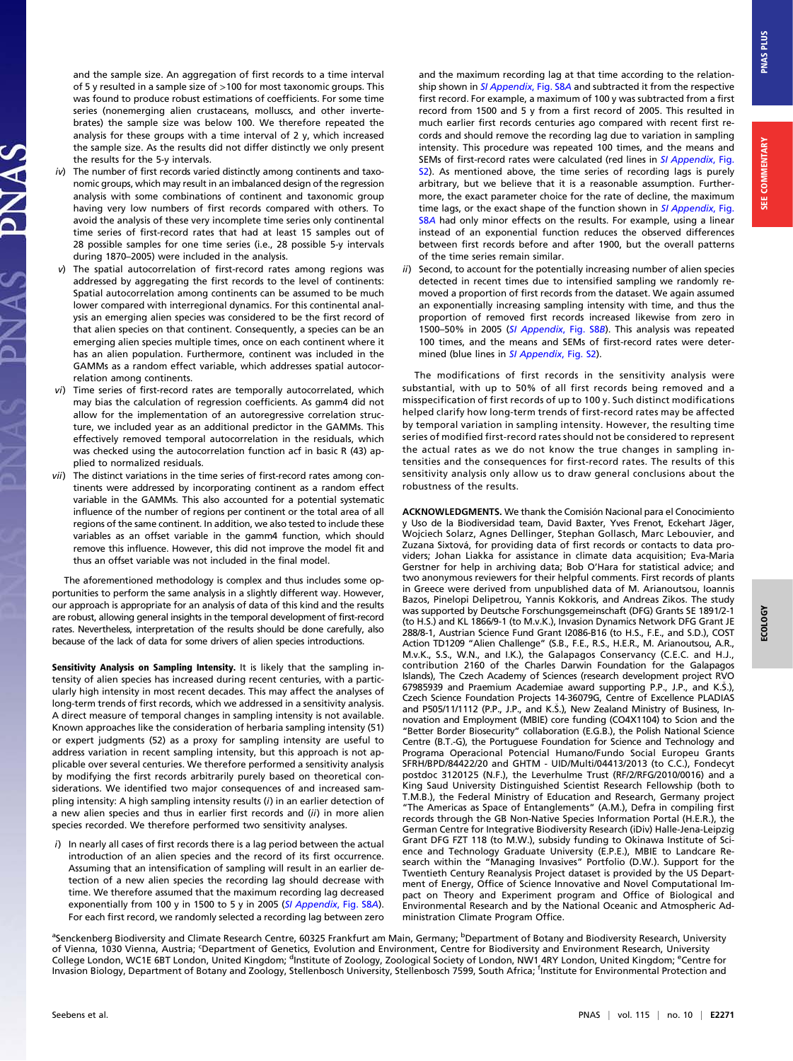and the sample size. An aggregation of first records to a time interval of 5 y resulted in a sample size of >100 for most taxonomic groups. This was found to produce robust estimations of coefficients. For some time series (nonemerging alien crustaceans, molluscs, and other invertebrates) the sample size was below 100. We therefore repeated the analysis for these groups with a time interval of 2 y, which increased the sample size. As the results did not differ distinctly we only present the results for the 5-y intervals.

*iv*) The number of first records varied distinctly among continents and taxonomic groups, which may result in an imbalanced design of the regression analysis with some combinations of continent and taxonomic group having very low numbers of first records compared with others. To avoid the analysis of these very incomplete time series only continental time series of first-record rates that had at least 15 samples out of 28 possible samples for one time series (i.e., 28 possible 5-y intervals during 1870–2005) were included in the analysis.

*v*) The spatial autocorrelation of first-record rates among regions was addressed by aggregating the first records to the level of continents: Spatial autocorrelation among continents can be assumed to be much lower compared with interregional dynamics. For this continental analysis an emerging alien species was considered to be the first record of that alien species on that continent. Consequently, a species can be an emerging alien species multiple times, once on each continent where it has an alien population. Furthermore, continent was included in the GAMMs as a random effect variable, which addresses spatial autocorrelation among continents.

*vi*) Time series of first-record rates are temporally autocorrelated, which may bias the calculation of regression coefficients. As gamm4 did not allow for the implementation of an autoregressive correlation structure, we included year as an additional predictor in the GAMMs. This effectively removed temporal autocorrelation in the residuals, which was checked using the autocorrelation function acf in basic R (43) applied to normalized residuals.

*vii*) The distinct variations in the time series of first-record rates among continents were addressed by incorporating continent as a random effect variable in the GAMMs. This also accounted for a potential systematic influence of the number of regions per continent or the total area of all regions of the same continent. In addition, we also tested to include these variables as an offset variable in the gamm4 function, which should remove this influence. However, this did not improve the model fit and thus an offset variable was not included in the final model.

The aforementioned methodology is complex and thus includes some opportunities to perform the same analysis in a slightly different way. However, our approach is appropriate for an analysis of data of this kind and the results are robust, allowing general insights in the temporal development of first-record rates. Nevertheless, interpretation of the results should be done carefully, also because of the lack of data for some drivers of alien species introductions.

**Sensitivity Analysis on Sampling Intensity.** It is likely that the sampling intensity of alien species has increased during recent centuries, with a particularly high intensity in most recent decades. This may affect the analyses of long-term trends of first records, which we addressed in a sensitivity analysis. A direct measure of temporal changes in sampling intensity is not available. Known approaches like the consideration of herbaria sampling intensity (51) or expert judgments (52) as a proxy for sampling intensity are useful to address variation in recent sampling intensity, but this approach is not applicable over several centuries. We therefore performed a sensitivity analysis by modifying the first records arbitrarily purely based on theoretical considerations. We identified two major consequences of and increased sampling intensity: A high sampling intensity results (*i*) in an earlier detection of a new alien species and thus in earlier first records and (*ii*) in more alien species recorded. We therefore performed two sensitivity analyses.

*i*) In nearly all cases of first records there is a lag period between the actual introduction of an alien species and the record of its first occurrence. Assuming that an intensification of sampling will result in an earlier detection of a new alien species the recording lag should decrease with time. We therefore assumed that the maximum recording lag decreased exponentially from 100 y in 1500 to 5 y in 2005 (*SI Appendix*, Fig. S8*A*). For each first record, we randomly selected a recording lag between zero and the maximum recording lag at that time according to the relationship shown in *SI Appendix*, Fig. S8*A* and subtracted it from the respective first record. For example, a maximum of 100 y was subtracted from a first record from 1500 and 5 y from a first record of 2005. This resulted in much earlier first records centuries ago compared with recent first records and should remove the recording lag due to variation in sampling intensity. This procedure was repeated 100 times, and the means and SEMs of first-record rates were calculated (red lines in *SI Appendix*, Fig. S2). As mentioned above, the time series of recording lags is purely arbitrary, but we believe that it is a reasonable assumption. Furthermore, the exact parameter choice for the rate of decline, the maximum time lags, or the exact shape of the function shown in *SI Appendix*, Fig. S8*A* had only minor effects on the results. For example, using a linear instead of an exponential function reduces the observed differences between first records before and after 1900, but the overall patterns of the time series remain similar.

*ii*) Second, to account for the potentially increasing number of alien species detected in recent times due to intensified sampling we randomly removed a proportion of first records from the dataset. We again assumed an exponentially increasing sampling intensity with time, and thus the proportion of removed first records increased likewise from zero in 1500–50% in 2005 (*SI Appendix*, Fig. S8*B*). This analysis was repeated 100 times, and the means and SEMs of first-record rates were determined (blue lines in *SI Appendix*, Fig. S2).

The modifications of first records in the sensitivity analysis were substantial, with up to 50% of all first records being removed and a misspecification of first records of up to 100 y. Such distinct modifications helped clarify how long-term trends of first-record rates may be affected by temporal variation in sampling intensity. However, the resulting time series of modified first-record rates should not be considered to represent the actual rates as we do not know the true changes in sampling intensities and the consequences for first-record rates. The results of this sensitivity analysis only allow us to draw general conclusions about the robustness of the results.

**ACKNOWLEDGMENTS.** We thank the Comisión Nacional para el Conocimiento y Uso de la Biodiversidad team, David Baxter, Yves Frenot, Eckehart Jäger, Wojciech Solarz, Agnes Dellinger, Stephan Gollasch, Marc Lebouvier, and Zuzana Sixtová, for providing data of first records or contacts to data providers; Johan Liakka for assistance in climate data acquisition; Eva-Maria Gerstner for help in archiving data; Bob O'Hara for statistical advice; and two anonymous reviewers for their helpful comments. First records of plants in Greece were derived from unpublished data of M. Arianoutsou, Ioannis Bazos, Pinelopi Delipetrou, Yannis Kokkoris, and Andreas Zikos. The study was supported by Deutsche Forschungsgemeinschaft (DFG) Grants SE 1891/2-1 (to H.S.) and KL 1866/9-1 (to M.v.K.), Invasion Dynamics Network DFG Grant JE 288/8-1, Austrian Science Fund Grant I2086-B16 (to H.S., F.E., and S.D.), COST Action TD1209 "Alien Challenge" (S.B., F.E., R.S., H.E.R., M. Arianoutsou, A.R., M.v.K., S.S., W.N., and I.K.), the Galapagos Conservancy (C.E.C. and H.J., contribution 2160 of the Charles Darwin Foundation for the Galapagos Islands), The Czech Academy of Sciences (research development project RVO 67985939 and Praemium Academiae award supporting P.P., J.P., and K.Š.), Czech Science Foundation Projects 14-36079G, Centre of Excellence PLADIAS and P505/11/1112 (P.P., J.P., and K.Š.), New Zealand Ministry of Business, Innovation and Employment (MBIE) core funding (CO4X1104) to Scion and the "Better Border Biosecurity" collaboration (E.G.B.), the Polish National Science Centre (B.T.-G), the Portuguese Foundation for Science and Technology and Programa Operacional Potencial Humano/Fundo Social Europeu Grants SFRH/BPD/84422/20 and GHTM - UID/Multi/04413/2013 (to C.C.), Fondecyt postdoc 3120125 (N.F.), the Leverhulme Trust (RF/2/RFG/2010/0016) and a King Saud University Distinguished Scientist Research Fellowship (both to T.M.B.), the Federal Ministry of Education and Research, Germany project "The Americas as Space of Entanglements" (A.M.), Defra in compiling first records through the GB Non-Native Species Information Portal (H.E.R.), the German Centre for Integrative Biodiversity Research (iDiv) Halle-Jena-Leipzig Grant DFG FZT 118 (to M.W.), subsidy funding to Okinawa Institute of Science and Technology Graduate University (E.P.E.), MBIE to Landcare Research within the "Managing Invasives" Portfolio (D.W.). Support for the Twentieth Century Reanalysis Project dataset is provided by the US Department of Energy, Office of Science Innovative and Novel Computational Impact on Theory and Experiment program and Office of Biological and Environmental Research and by the National Oceanic and Atmospheric Administration Climate Program Office.

[a]Senckenberg Biodiversity and Climate Research Centre, 60325 Frankfurt am Main, Germany; [b]Department of Botany and Biodiversity Research, University of Vienna, 1030 Vienna, Austria; [c]Department of Genetics, Evolution and Environment, Centre for Biodiversity and Environment Research, University College London, WC1E 6BT London, United Kingdom; [d]Institute of Zoology, Zoological Society of London, NW1 4RY London, United Kingdom; [e]Centre for Invasion Biology, Department of Botany and Zoology, Stellenbosch University, Stellenbosch 7599, South Africa; [f]Institute for Environmental Protection and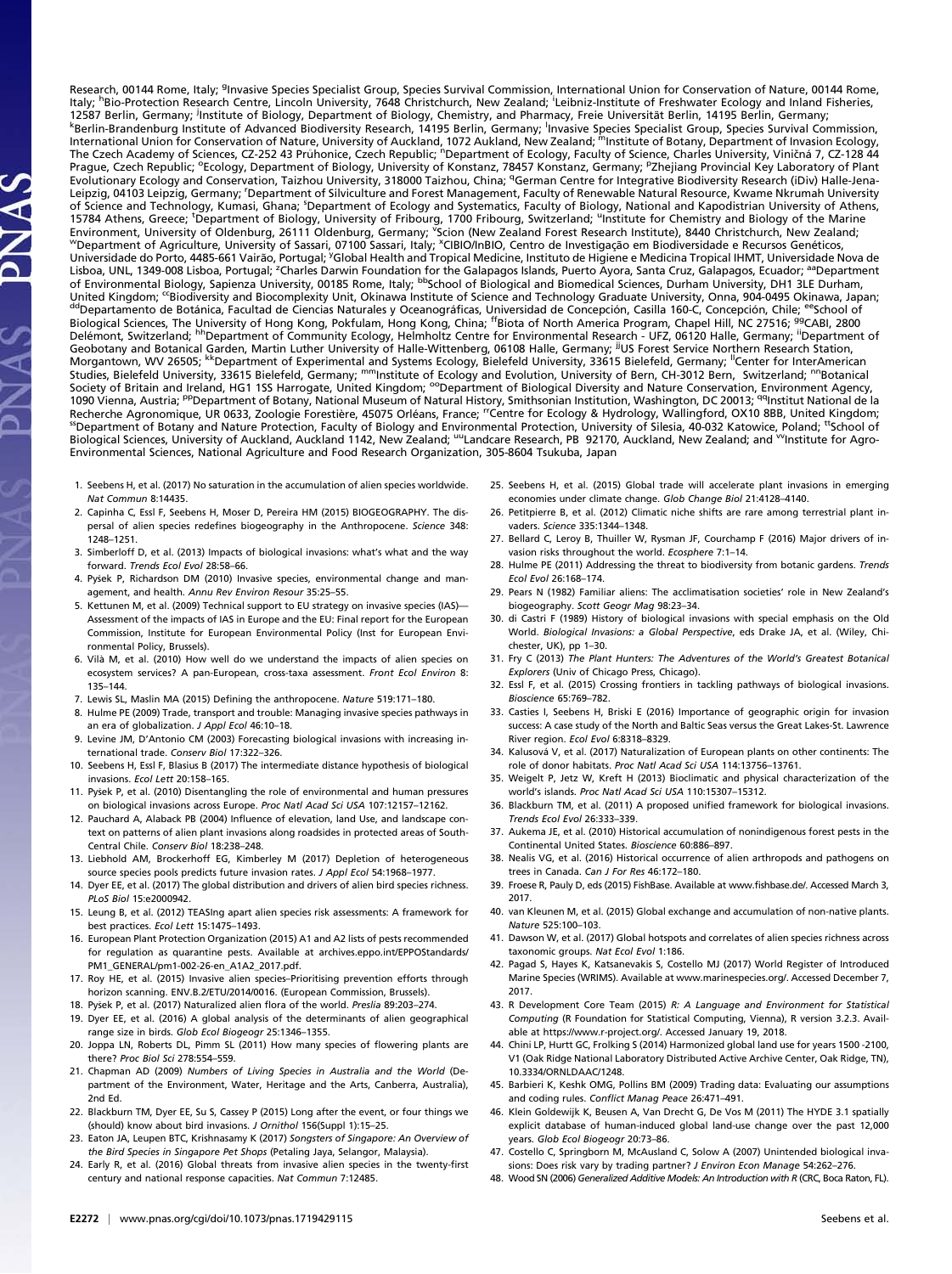Research, 00144 Rome, Italy; [g]Invasive Species Specialist Group, Species Survival Commission, International Union for Conservation of Nature, 00144 Rome, Italy; [h]Bio-Protection Research Centre, Lincoln University, 7648 Christchurch, New Zealand; [i]Leibniz-Institute of Freshwater Ecology and Inland Fisheries, 12587 Berlin, Germany; [j]Institute of Biology, Department of Biology, Chemistry, and Pharmacy, Freie Universität Berlin, 14195 Berlin, Germany; [k]Berlin-Brandenburg Institute of Advanced Biodiversity Research, 14195 Berlin, Germany; [l]Invasive Species Specialist Group, Species Survival Commission, International Union for Conservation of Nature, University of Auckland, 1072 Aukland, New Zealand; [m]Institute of Botany, Department of Invasion Ecology, The Czech Academy of Sciences, CZ-252 43 Průhonice, Czech Republic; [n]Department of Ecology, Faculty of Science, Charles University, Viničná 7, CZ-128 44 Prague, Czech Republic; [o]Ecology, Department of Biology, University of Konstanz, 78457 Konstanz, Germany; [p]Zhejiang Provincial Key Laboratory of Plant Evolutionary Ecology and Conservation, Taizhou University, 318000 Taizhou, China; [q]German Centre for Integrative Biodiversity Research (iDiv) Halle-Jena-Leipzig, 04103 Leipzig, Germany; [r]Department of Silviculture and Forest Management, Faculty of Renewable Natural Resource, Kwame Nkrumah University of Science and Technology, Kumasi, Ghana; [s]Department of Ecology and Systematics, Faculty of Biology, National and Kapodistrian University of Athens, 15784 Athens, Greece; [t]Department of Biology, University of Fribourg, 1700 Fribourg, Switzerland; [u]Institute for Chemistry and Biology of the Marine Environment, University of Oldenburg, 26111 Oldenburg, Germany; [v]Scion (New Zealand Forest Research Institute), 8440 Christchurch, New Zealand; [w]Department of Agriculture, University of Sassari, 07100 Sassari, Italy; [x]CIBIO/InBIO, Centro de Investigação em Biodiversidade e Recursos Genéticos, Universidade do Porto, 4485-661 Vairão, Portugal; [y]Global Health and Tropical Medicine, Instituto de Higiene e Medicina Tropical IHMT, Universidade Nova de Lisboa, UNL, 1349-008 Lisboa, Portugal; [z]Charles Darwin Foundation for the Galapagos Islands, Puerto Ayora, Santa Cruz, Galapagos, Ecuador; [aa]Department of Environmental Biology, Sapienza University, 00185 Rome, Italy; [bb]School of Biological and Biomedical Sciences, Durham University, DH1 3LE Durham, United Kingdom; [cc]Biodiversity and Biocomplexity Unit, Okinawa Institute of Science and Technology Graduate University, Onna, 904-0495 Okinawa, Japan; [dd]Departamento de Botánica, Facultad de Ciencias Naturales y Oceanográficas, Universidad de Concepción, Casilla 160-C, Concepción, Chile; [ee]School of Biological Sciences, The University of Hong Kong, Pokfulam, Hong Kong, China; [ff]Biota of North America Program, Chapel Hill, NC 27516; [gg]CABI, 2800 Delémont, Switzerland; [hh]Department of Community Ecology, Helmholtz Centre for Environmental Research - UFZ, 06120 Halle, Germany; [ii]Department of Geobotany and Botanical Garden, Martin Luther University of Halle-Wittenberg, 06108 Halle, Germany; [jj]US Forest Service Northern Research Station, Morgantown, WV 26505; [kk]Department of Experimental and Systems Ecology, Bielefeld University, 33615 Bielefeld, Germany; [ll]Center for InterAmerican Studies, Bielefeld University, 33615 Bielefeld, Germany; [mm]Institute of Ecology and Evolution, University of Bern, CH-3012 Bern, Switzerland; [nn]Botanical Society of Britain and Ireland, HG1 1SS Harrogate, United Kingdom; [oo]Department of Biological Diversity and Nature Conservation, Environment Agency, 1090 Vienna, Austria; [pp]Department of Botany, National Museum of Natural History, Smithsonian Institution, Washington, DC 20013; [qq]Institut National de la Recherche Agronomique, UR 0633, Zoologie Forestière, 45075 Orléans, France; [rr]Centre for Ecology & Hydrology, Wallingford, OX10 8BB, United Kingdom; [ss]Department of Botany and Nature Protection, Faculty of Biology and Environmental Protection, University of Silesia, 40-032 Katowice, Poland; [tt]School of Biological Sciences, University of Auckland, Auckland 1142, New Zealand; [uu]Landcare Research, PB 92170, Auckland, New Zealand; and [vv]Institute for Agro-Environmental Sciences, National Agriculture and Food Research Organization, 305-8604 Tsukuba, Japan

1. Seebens H, et al. (2017) No saturation in the accumulation of alien species worldwide. *Nat Commun* 8:14435.
2. Capinha C, Essl F, Seebens H, Moser D, Pereira HM (2015) BIOGEOGRAPHY. The dispersal of alien species redefines biogeography in the Anthropocene. *Science* 348: 1248–1251.
3. Simberloff D, et al. (2013) Impacts of biological invasions: what's what and the way forward. *Trends Ecol Evol* 28:58–66.
4. Pyšek P, Richardson DM (2010) Invasive species, environmental change and management, and health. *Annu Rev Environ Resour* 35:25–55.
5. Kettunen M, et al. (2009) Technical support to EU strategy on invasive species (IAS)—Assessment of the impacts of IAS in Europe and the EU: Final report for the European Commission, Institute for European Environmental Policy (Inst for European Environmental Policy, Brussels).
6. Vilà M, et al. (2010) How well do we understand the impacts of alien species on ecosystem services? A pan-European, cross-taxa assessment. *Front Ecol Environ* 8: 135–144.
7. Lewis SL, Maslin MA (2015) Defining the anthropocene. *Nature* 519:171–180.
8. Hulme PE (2009) Trade, transport and trouble: Managing invasive species pathways in an era of globalization. *J Appl Ecol* 46:10–18.
9. Levine JM, D'Antonio CM (2003) Forecasting biological invasions with increasing international trade. *Conserv Biol* 17:322–326.
10. Seebens H, Essl F, Blasius B (2017) The intermediate distance hypothesis of biological invasions. *Ecol Lett* 20:158–165.
11. Pyšek P, et al. (2010) Disentangling the role of environmental and human pressures on biological invasions across Europe. *Proc Natl Acad Sci USA* 107:12157–12162.
12. Pauchard A, Alaback PB (2004) Influence of elevation, land Use, and landscape context on patterns of alien plant invasions along roadsides in protected areas of South-Central Chile. *Conserv Biol* 18:238–248.
13. Liebhold AM, Brockerhoff EG, Kimberley M (2017) Depletion of heterogeneous source species pools predicts future invasion rates. *J Appl Ecol* 54:1968–1977.
14. Dyer EE, et al. (2017) The global distribution and drivers of alien bird species richness. *PLoS Biol* 15:e2000942.
15. Leung B, et al. (2012) TEASIng apart alien species risk assessments: A framework for best practices. *Ecol Lett* 15:1475–1493.
16. European Plant Protection Organization (2015) A1 and A2 lists of pests recommended for regulation as quarantine pests. Available at archives.eppo.int/EPPOStandards/PM1_GENERAL/pm1-002-26-en_A1A2_2017.pdf.
17. Roy HE, et al. (2015) Invasive alien species–Prioritising prevention efforts through horizon scanning. ENV.B.2/ETU/2014/0016. (European Commission, Brussels).
18. Pyšek P, et al. (2017) Naturalized alien flora of the world. *Preslia* 89:203–274.
19. Dyer EE, et al. (2016) A global analysis of the determinants of alien geographical range size in birds. *Glob Ecol Biogeogr* 25:1346–1355.
20. Joppa LN, Roberts DL, Pimm SL (2011) How many species of flowering plants are there? *Proc Biol Sci* 278:554–559.
21. Chapman AD (2009) *Numbers of Living Species in Australia and the World* (Department of the Environment, Water, Heritage and the Arts, Canberra, Australia), 2nd Ed.
22. Blackburn TM, Dyer EE, Su S, Cassey P (2015) Long after the event, or four things we (should) know about bird invasions. *J Ornithol* 156(Suppl 1):15–25.
23. Eaton JA, Leupen BTC, Krishnasamy K (2017) *Songsters of Singapore: An Overview of the Bird Species in Singapore Pet Shops* (Petaling Jaya, Selangor, Malaysia).
24. Early R, et al. (2016) Global threats from invasive alien species in the twenty-first century and national response capacities. *Nat Commun* 7:12485.
25. Seebens H, et al. (2015) Global trade will accelerate plant invasions in emerging economies under climate change. *Glob Change Biol* 21:4128–4140.
26. Petitpierre B, et al. (2012) Climatic niche shifts are rare among terrestrial plant invaders. *Science* 335:1344–1348.
27. Bellard C, Leroy B, Thuiller W, Rysman JF, Courchamp F (2016) Major drivers of invasion risks throughout the world. *Ecosphere* 7:1–14.
28. Hulme PE (2011) Addressing the threat to biodiversity from botanic gardens. *Trends Ecol Evol* 26:168–174.
29. Pears N (1982) Familiar aliens: The acclimatisation societies' role in New Zealand's biogeography. *Scott Geogr Mag* 98:23–34.
30. di Castri F (1989) History of biological invasions with special emphasis on the Old World. *Biological Invasions: a Global Perspective*, eds Drake JA, et al. (Wiley, Chichester, UK), pp 1–30.
31. Fry C (2013) *The Plant Hunters: The Adventures of the World's Greatest Botanical Explorers* (Univ of Chicago Press, Chicago).
32. Essl F, et al. (2015) Crossing frontiers in tackling pathways of biological invasions. *Bioscience* 65:769–782.
33. Casties I, Seebens H, Briski E (2016) Importance of geographic origin for invasion success: A case study of the North and Baltic Seas versus the Great Lakes-St. Lawrence River region. *Ecol Evol* 6:8318–8329.
34. Kalusová V, et al. (2017) Naturalization of European plants on other continents: The role of donor habitats. *Proc Natl Acad Sci USA* 114:13756–13761.
35. Weigelt P, Jetz W, Kreft H (2013) Bioclimatic and physical characterization of the world's islands. *Proc Natl Acad Sci USA* 110:15307–15312.
36. Blackburn TM, et al. (2011) A proposed unified framework for biological invasions. *Trends Ecol Evol* 26:333–339.
37. Aukema JE, et al. (2010) Historical accumulation of nonindigenous forest pests in the Continental United States. *Bioscience* 60:886–897.
38. Nealis VG, et al. (2016) Historical occurrence of alien arthropods and pathogens on trees in Canada. *Can J For Res* 46:172–180.
39. Froese R, Pauly D, eds (2015) FishBase. Available at www.fishbase.de/. Accessed March 3, 2017.
40. van Kleunen M, et al. (2015) Global exchange and accumulation of non-native plants. *Nature* 525:100–103.
41. Dawson W, et al. (2017) Global hotspots and correlates of alien species richness across taxonomic groups. *Nat Ecol Evol* 1:186.
42. Pagad S, Hayes K, Katsanevakis S, Costello MJ (2017) World Register of Introduced Marine Species (WRIMS). Available at www.marinespecies.org/. Accessed December 7, 2017.
43. R Development Core Team (2015) *R: A Language and Environment for Statistical Computing* (R Foundation for Statistical Computing, Vienna), R version 3.2.3. Available at https://www.r-project.org/. Accessed January 19, 2018.
44. Chini LP, Hurtt GC, Frolking S (2014) Harmonized global land use for years 1500 -2100, V1 (Oak Ridge National Laboratory Distributed Active Archive Center, Oak Ridge, TN), 10.3334/ORNLDAAC/1248.
45. Barbieri K, Keshk OMG, Pollins BM (2009) Trading data: Evaluating our assumptions and coding rules. *Conflict Manag Peace* 26:471–491.
46. Klein Goldewijk K, Beusen A, Van Drecht G, De Vos M (2011) The HYDE 3.1 spatially explicit database of human-induced global land-use change over the past 12,000 years. *Glob Ecol Biogeogr* 20:73–86.
47. Costello C, Springborn M, McAusland C, Solow A (2007) Unintended biological invasions: Does risk vary by trading partner? *J Environ Econ Manage* 54:262–276.
48. Wood SN (2006) *Generalized Additive Models: An Introduction with R* (CRC, Boca Raton, FL).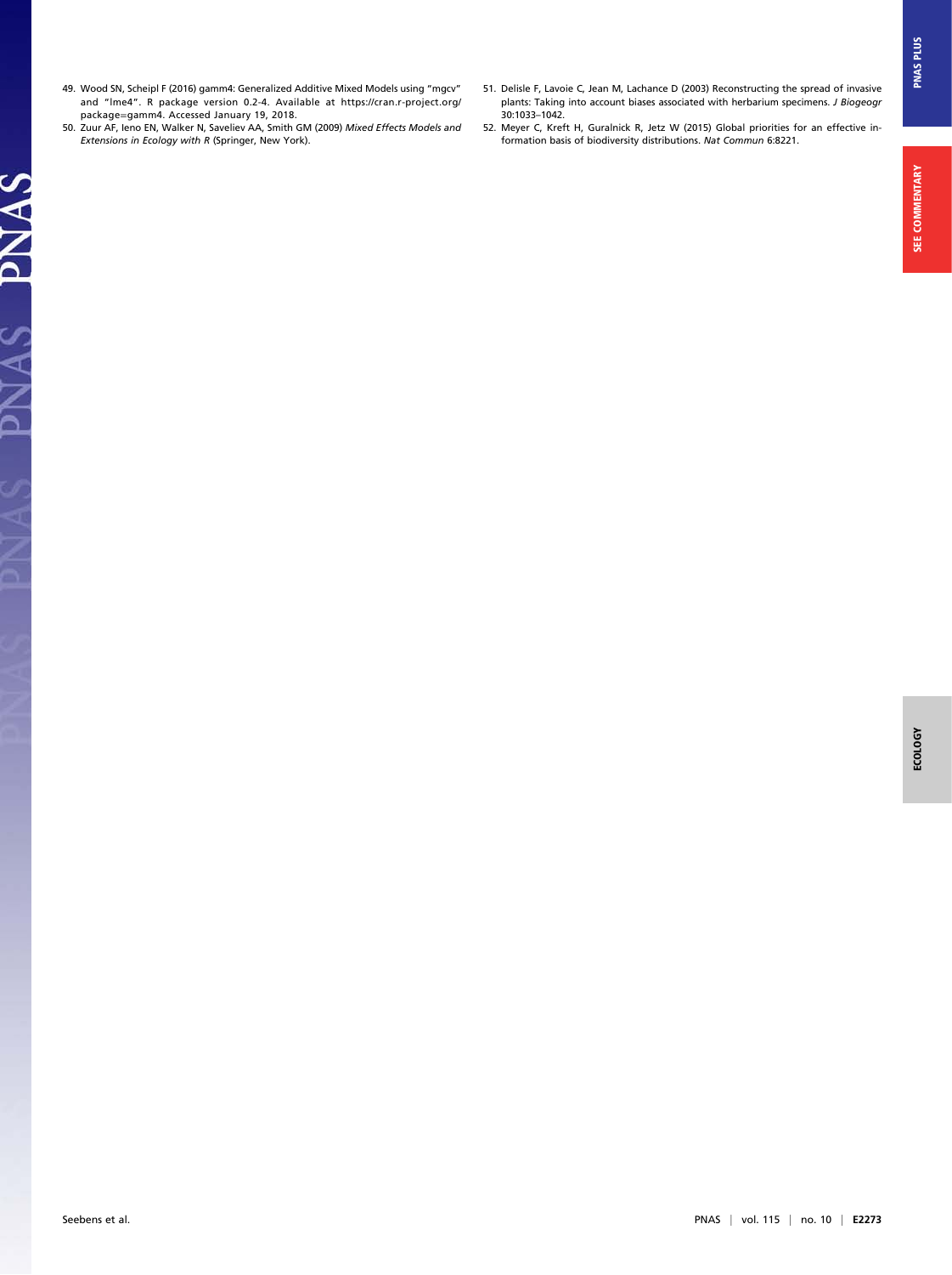49. Wood SN, Scheipl F (2016) gamm4: Generalized Additive Mixed Models using "mgcv" and "lme4". R package version 0.2-4. Available at https://cran.r-project.org/package=gamm4. Accessed January 19, 2018.
50. Zuur AF, Ieno EN, Walker N, Saveliev AA, Smith GM (2009) *Mixed Effects Models and Extensions in Ecology with R* (Springer, New York).
51. Delisle F, Lavoie C, Jean M, Lachance D (2003) Reconstructing the spread of invasive plants: Taking into account biases associated with herbarium specimens. *J Biogeogr* 30:1033–1042.
52. Meyer C, Kreft H, Guralnick R, Jetz W (2015) Global priorities for an effective information basis of biodiversity distributions. *Nat Commun* 6:8221.